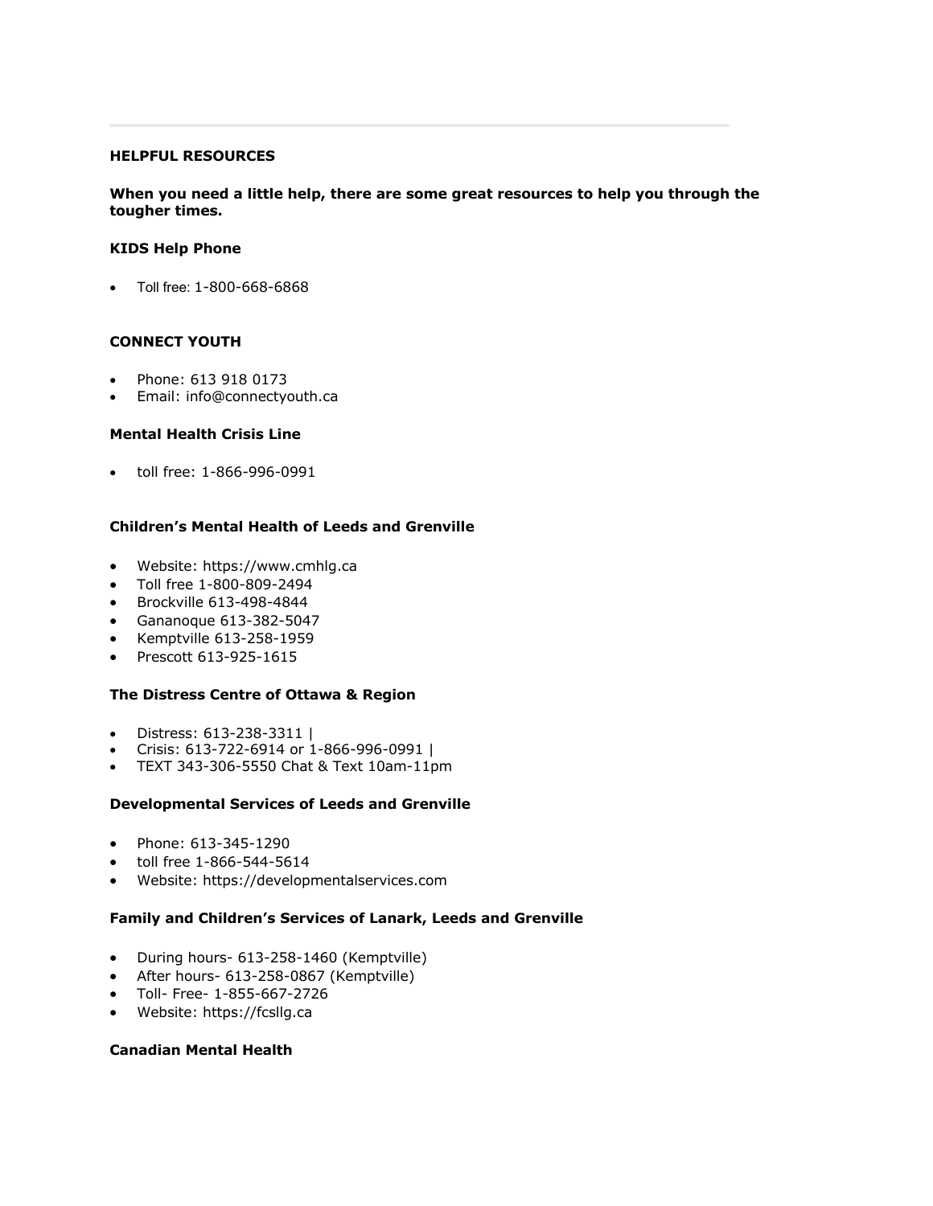---

**HELPFUL RESOURCES**

**When you need a little help, there are some great resources to help you through the tougher times.**

**KIDS Help Phone**

- Toll free: 1-800-668-6868

**CONNECT YOUTH**

- Phone: 613 918 0173
- Email: info@connectyouth.ca

**Mental Health Crisis Line**

- toll free: 1-866-996-0991

**Children's Mental Health of Leeds and Grenville**

- Website: https://www.cmhlg.ca
- Toll free 1-800-809-2494
- Brockville 613-498-4844
- Gananoque 613-382-5047
- Kemptville 613-258-1959
- Prescott 613-925-1615

**The Distress Centre of Ottawa & Region**

- Distress: 613-238-3311 |
- Crisis: 613-722-6914 or 1-866-996-0991 |
- TEXT 343-306-5550 Chat & Text 10am-11pm

**Developmental Services of Leeds and Grenville**

- Phone: 613-345-1290
- toll free 1-866-544-5614
- Website: https://developmentalservices.com

**Family and Children's Services of Lanark, Leeds and Grenville**

- During hours- 613-258-1460 (Kemptville)
- After hours- 613-258-0867 (Kemptville)
- Toll- Free- 1-855-667-2726
- Website: https://fcsllg.ca

**Canadian Mental Health**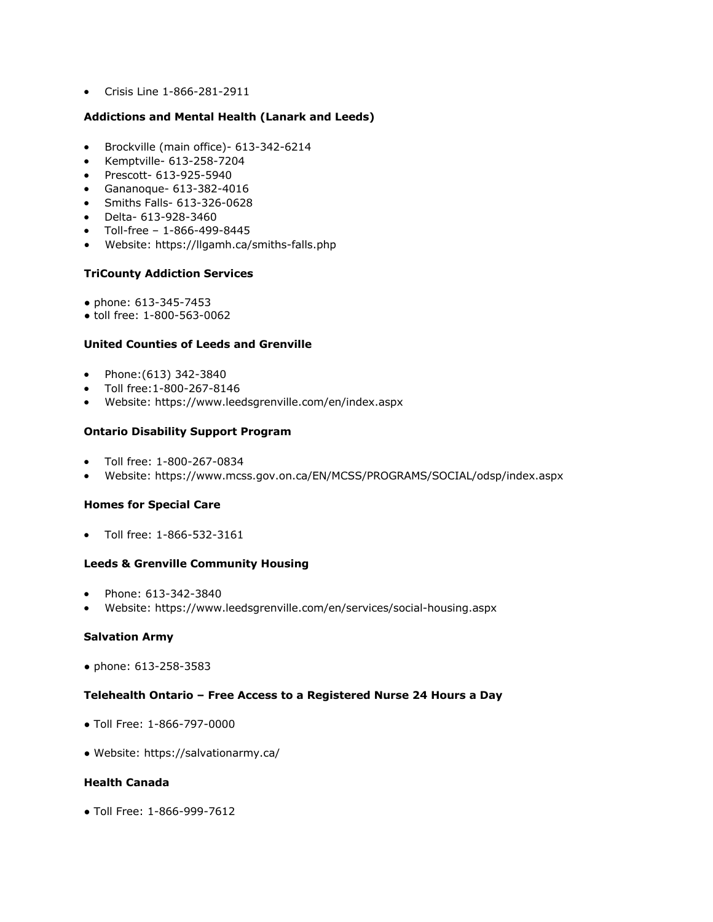- Crisis Line 1-866-281-2911

**Addictions and Mental Health (Lanark and Leeds)**

- Brockville (main office)- 613-342-6214
- Kemptville- 613-258-7204
- Prescott- 613-925-5940
- Gananoque- 613-382-4016
- Smiths Falls- 613-326-0628
- Delta- 613-928-3460
- Toll-free – 1-866-499-8445
- Website: https://llgamh.ca/smiths-falls.php

**TriCounty Addiction Services**

- phone: 613-345-7453
- toll free: 1-800-563-0062

**United Counties of Leeds and Grenville**

- Phone:(613) 342-3840
- Toll free:1-800-267-8146
- Website: https://www.leedsgrenville.com/en/index.aspx

**Ontario Disability Support Program**

- Toll free: 1-800-267-0834
- Website: https://www.mcss.gov.on.ca/EN/MCSS/PROGRAMS/SOCIAL/odsp/index.aspx

**Homes for Special Care**

- Toll free: 1-866-532-3161

**Leeds & Grenville Community Housing**

- Phone: 613-342-3840
- Website: https://www.leedsgrenville.com/en/services/social-housing.aspx

**Salvation Army**

- phone: 613-258-3583

**Telehealth Ontario – Free Access to a Registered Nurse 24 Hours a Day**

- Toll Free: 1-866-797-0000

- Website: https://salvationarmy.ca/

**Health Canada**

- Toll Free: 1-866-999-7612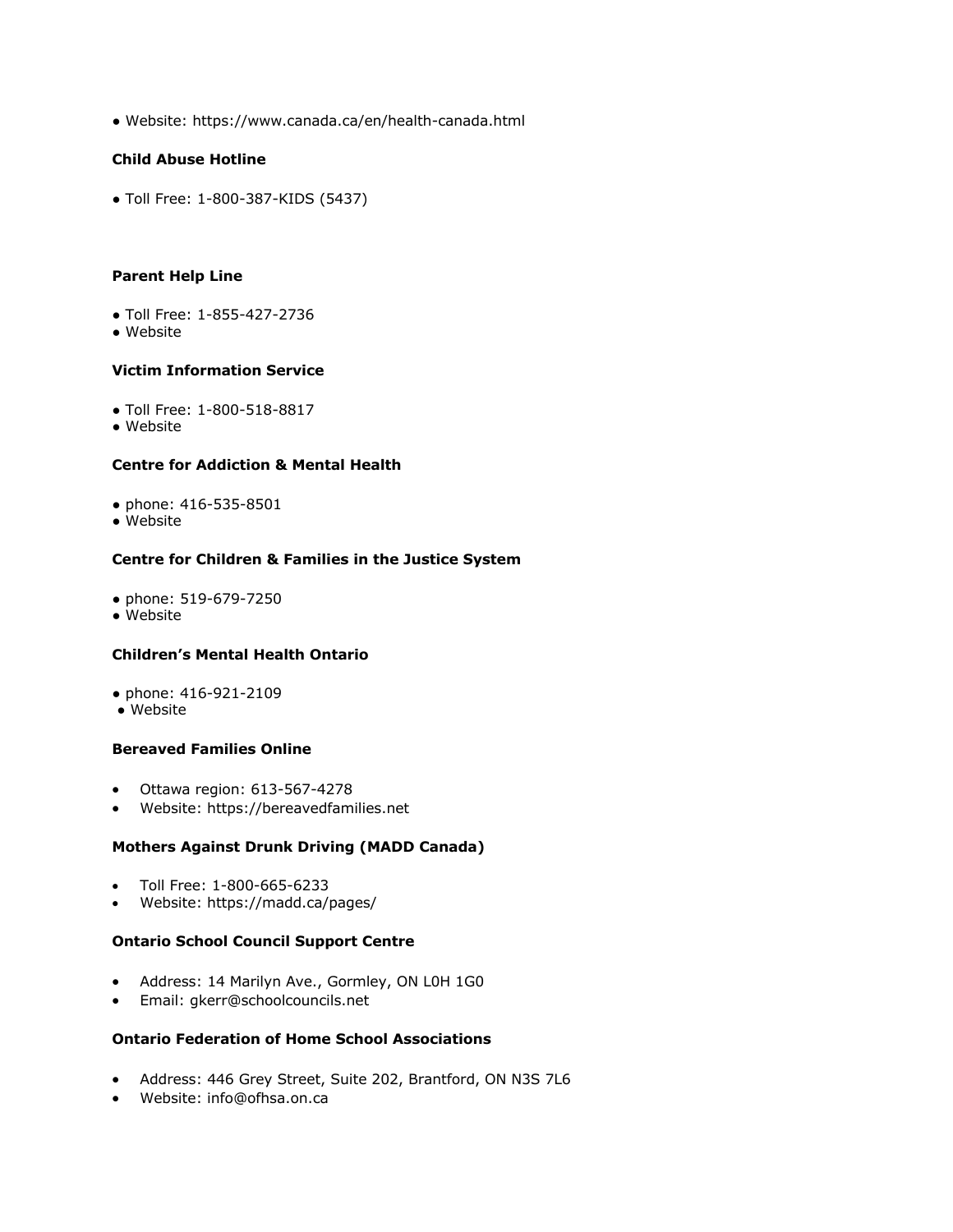- Website: https://www.canada.ca/en/health-canada.html

**Child Abuse Hotline**

- Toll Free: 1-800-387-KIDS (5437)

**Parent Help Line**

- Toll Free: 1-855-427-2736
- Website

**Victim Information Service**

- Toll Free: 1-800-518-8817
- Website

**Centre for Addiction & Mental Health**

- phone: 416-535-8501
- Website

**Centre for Children & Families in the Justice System**

- phone: 519-679-7250
- Website

**Children's Mental Health Ontario**

- phone: 416-921-2109
- Website

**Bereaved Families Online**

- Ottawa region: 613-567-4278
- Website: https://bereavedfamilies.net

**Mothers Against Drunk Driving (MADD Canada)**

- Toll Free: 1-800-665-6233
- Website: https://madd.ca/pages/

**Ontario School Council Support Centre**

- Address: 14 Marilyn Ave., Gormley, ON L0H 1G0
- Email: gkerr@schoolcouncils.net

**Ontario Federation of Home School Associations**

- Address: 446 Grey Street, Suite 202, Brantford, ON N3S 7L6
- Website: info@ofhsa.on.ca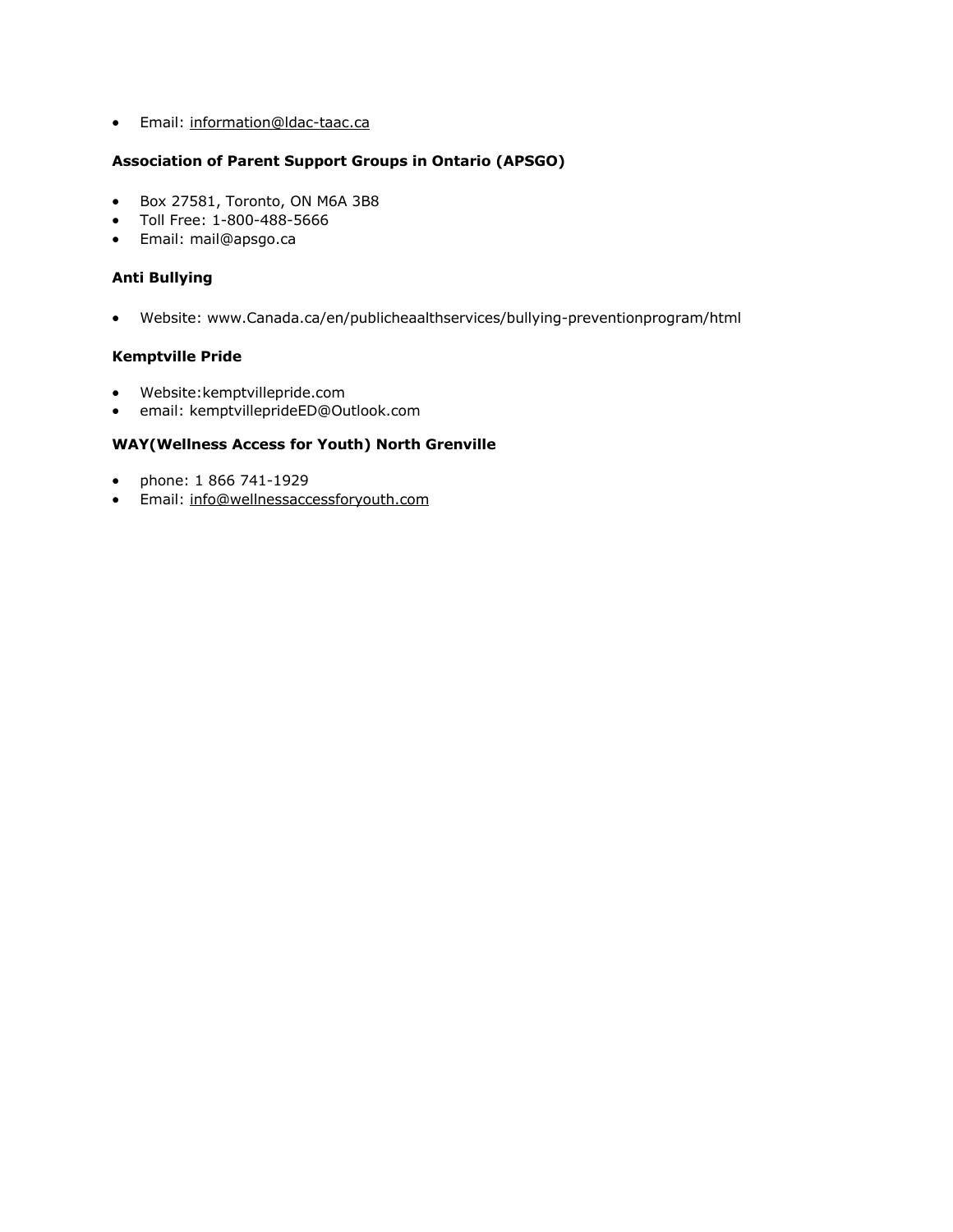- Email: information@ldac-taac.ca

**Association of Parent Support Groups in Ontario (APSGO)**

- Box 27581, Toronto, ON M6A 3B8
- Toll Free: 1-800-488-5666
- Email: mail@apsgo.ca

**Anti Bullying**

- Website: www.Canada.ca/en/publicheaalthservices/bullying-preventionprogram/html

**Kemptville Pride**

- Website:kemptvillepride.com
- email: kemptvilleprideED@Outlook.com

**WAY(Wellness Access for Youth) North Grenville**

- phone: 1 866 741-1929
- Email: info@wellnessaccessforyouth.com